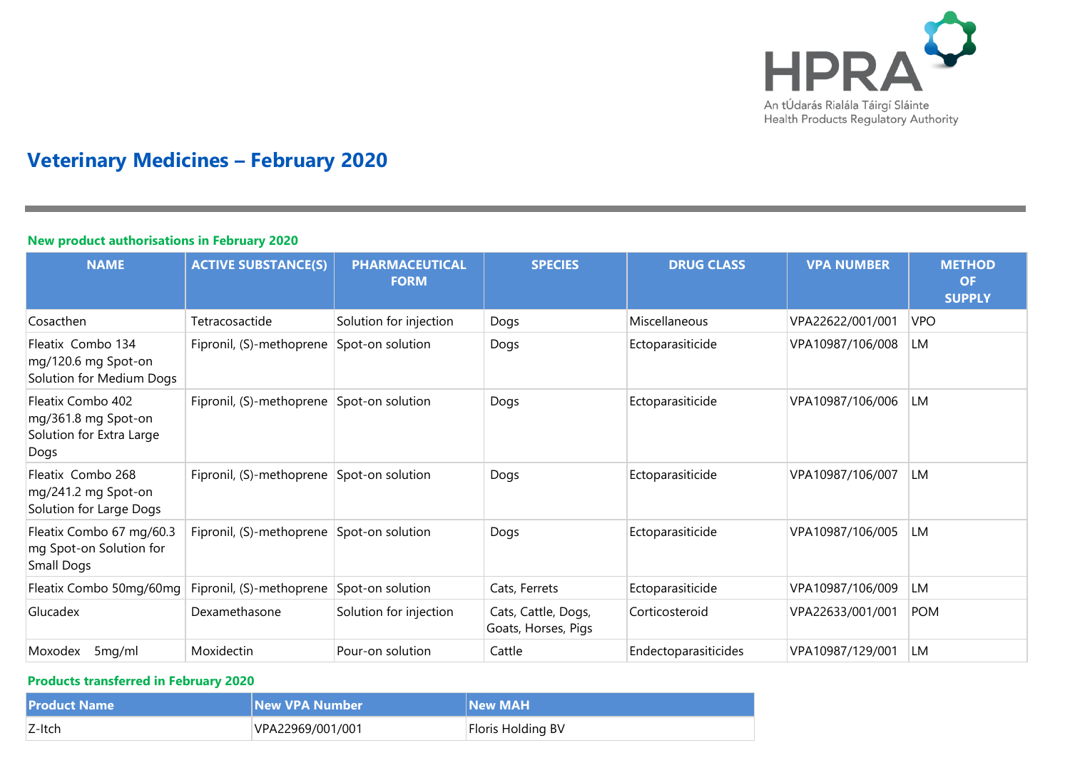# Veterinary Medicines – February 2020

### New product authorisations in February 2020

| NAME | ACTIVE SUBSTANCE(S) | PHARMACEUTICAL FORM | SPECIES | DRUG CLASS | VPA NUMBER | METHOD OF SUPPLY |
|---|---|---|---|---|---|---|
| Cosacthen | Tetracosactide | Solution for injection | Dogs | Miscellaneous | VPA22622/001/001 | VPO |
| Fleatix Combo 134 mg/120.6 mg Spot-on Solution for Medium Dogs | Fipronil, (S)-methoprene | Spot-on solution | Dogs | Ectoparasiticide | VPA10987/106/008 | LM |
| Fleatix Combo 402 mg/361.8 mg Spot-on Solution for Extra Large Dogs | Fipronil, (S)-methoprene | Spot-on solution | Dogs | Ectoparasiticide | VPA10987/106/006 | LM |
| Fleatix Combo 268 mg/241.2 mg Spot-on Solution for Large Dogs | Fipronil, (S)-methoprene | Spot-on solution | Dogs | Ectoparasiticide | VPA10987/106/007 | LM |
| Fleatix Combo 67 mg/60.3 mg Spot-on Solution for Small Dogs | Fipronil, (S)-methoprene | Spot-on solution | Dogs | Ectoparasiticide | VPA10987/106/005 | LM |
| Fleatix Combo 50mg/60mg | Fipronil, (S)-methoprene | Spot-on solution | Cats, Ferrets | Ectoparasiticide | VPA10987/106/009 | LM |
| Glucadex | Dexamethasone | Solution for injection | Cats, Cattle, Dogs, Goats, Horses, Pigs | Corticosteroid | VPA22633/001/001 | POM |
| Moxodex 5mg/ml | Moxidectin | Pour-on solution | Cattle | Endectoparasiticides | VPA10987/129/001 | LM |

### Products transferred in February 2020

| Product Name | New VPA Number | New MAH |
|---|---|---|
| Z-Itch | VPA22969/001/001 | Floris Holding BV |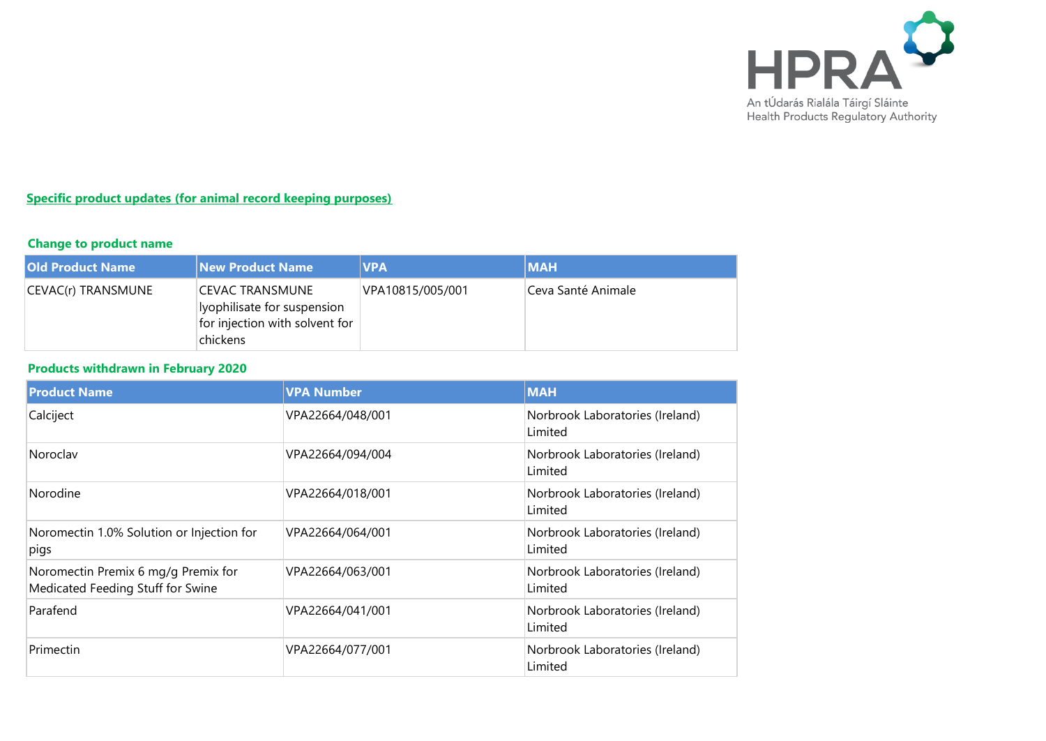## Specific product updates (for animal record keeping purposes)

### Change to product name

| Old Product Name | New Product Name | VPA | MAH |
|---|---|---|---|
| CEVAC(r) TRANSMUNE | CEVAC TRANSMUNE lyophilisate for suspension for injection with solvent for chickens | VPA10815/005/001 | Ceva Santé Animale |

### Products withdrawn in February 2020

| Product Name | VPA Number | MAH |
|---|---|---|
| Calciject | VPA22664/048/001 | Norbrook Laboratories (Ireland) Limited |
| Noroclav | VPA22664/094/004 | Norbrook Laboratories (Ireland) Limited |
| Norodine | VPA22664/018/001 | Norbrook Laboratories (Ireland) Limited |
| Noromectin 1.0% Solution or Injection for pigs | VPA22664/064/001 | Norbrook Laboratories (Ireland) Limited |
| Noromectin Premix 6 mg/g Premix for Medicated Feeding Stuff for Swine | VPA22664/063/001 | Norbrook Laboratories (Ireland) Limited |
| Parafend | VPA22664/041/001 | Norbrook Laboratories (Ireland) Limited |
| Primectin | VPA22664/077/001 | Norbrook Laboratories (Ireland) Limited |